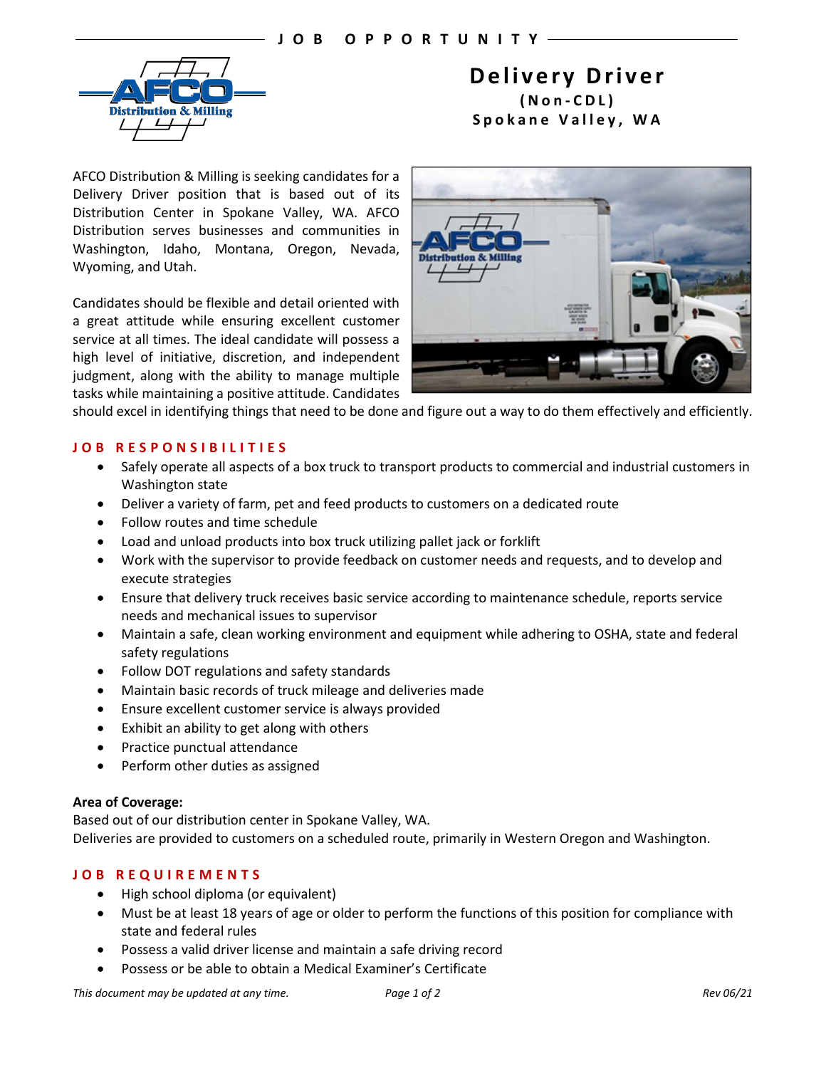JOB OPPORTUNITY

# Delivery Driver

**(Non-CDL)**

**Spokane Valley, WA**

AFCO Distribution & Milling is seeking candidates for a Delivery Driver position that is based out of its Distribution Center in Spokane Valley, WA. AFCO Distribution serves businesses and communities in Washington, Idaho, Montana, Oregon, Nevada, Wyoming, and Utah.

Candidates should be flexible and detail oriented with a great attitude while ensuring excellent customer service at all times. The ideal candidate will possess a high level of initiative, discretion, and independent judgment, along with the ability to manage multiple tasks while maintaining a positive attitude. Candidates should excel in identifying things that need to be done and figure out a way to do them effectively and efficiently.

## JOB RESPONSIBILITIES

- Safely operate all aspects of a box truck to transport products to commercial and industrial customers in Washington state
- Deliver a variety of farm, pet and feed products to customers on a dedicated route
- Follow routes and time schedule
- Load and unload products into box truck utilizing pallet jack or forklift
- Work with the supervisor to provide feedback on customer needs and requests, and to develop and execute strategies
- Ensure that delivery truck receives basic service according to maintenance schedule, reports service needs and mechanical issues to supervisor
- Maintain a safe, clean working environment and equipment while adhering to OSHA, state and federal safety regulations
- Follow DOT regulations and safety standards
- Maintain basic records of truck mileage and deliveries made
- Ensure excellent customer service is always provided
- Exhibit an ability to get along with others
- Practice punctual attendance
- Perform other duties as assigned

**Area of Coverage:**

Based out of our distribution center in Spokane Valley, WA.

Deliveries are provided to customers on a scheduled route, primarily in Western Oregon and Washington.

## JOB REQUIREMENTS

- High school diploma (or equivalent)
- Must be at least 18 years of age or older to perform the functions of this position for compliance with state and federal rules
- Possess a valid driver license and maintain a safe driving record
- Possess or be able to obtain a Medical Examiner's Certificate

*This document may be updated at any time.*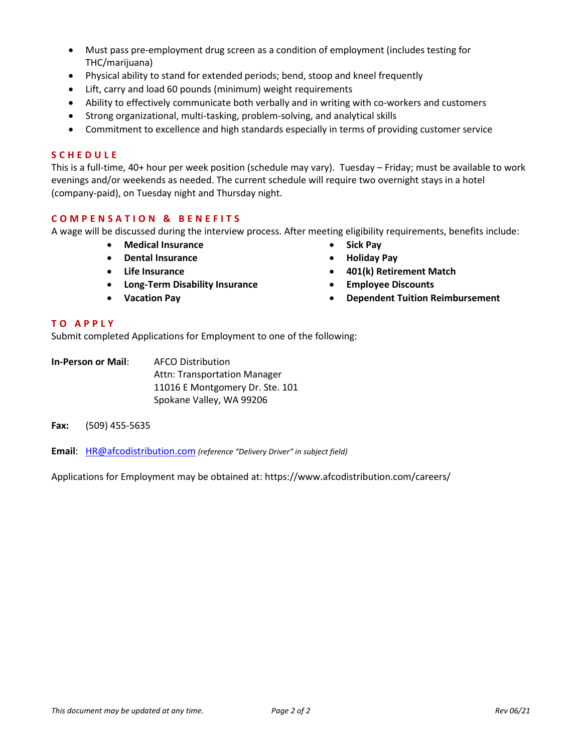- Must pass pre-employment drug screen as a condition of employment (includes testing for THC/marijuana)
- Physical ability to stand for extended periods; bend, stoop and kneel frequently
- Lift, carry and load 60 pounds (minimum) weight requirements
- Ability to effectively communicate both verbally and in writing with co-workers and customers
- Strong organizational, multi-tasking, problem-solving, and analytical skills
- Commitment to excellence and high standards especially in terms of providing customer service

## SCHEDULE

This is a full-time, 40+ hour per week position (schedule may vary). Tuesday – Friday; must be available to work evenings and/or weekends as needed. The current schedule will require two overnight stays in a hotel (company-paid), on Tuesday night and Thursday night.

## COMPENSATION & BENEFITS

A wage will be discussed during the interview process. After meeting eligibility requirements, benefits include:

- **Medical Insurance**
- **Dental Insurance**
- **Life Insurance**
- **Long-Term Disability Insurance**
- **Vacation Pay**
- **Sick Pay**
- **Holiday Pay**
- **401(k) Retirement Match**
- **Employee Discounts**
- **Dependent Tuition Reimbursement**

## TO APPLY

Submit completed Applications for Employment to one of the following:

**In-Person or Mail**: AFCO Distribution
Attn: Transportation Manager
11016 E Montgomery Dr. Ste. 101
Spokane Valley, WA 99206

**Fax:** (509) 455-5635

**Email**: HR@afcodistribution.com *(reference "Delivery Driver" in subject field)*

Applications for Employment may be obtained at: https://www.afcodistribution.com/careers/

*This document may be updated at any time.* *Rev 06/21*